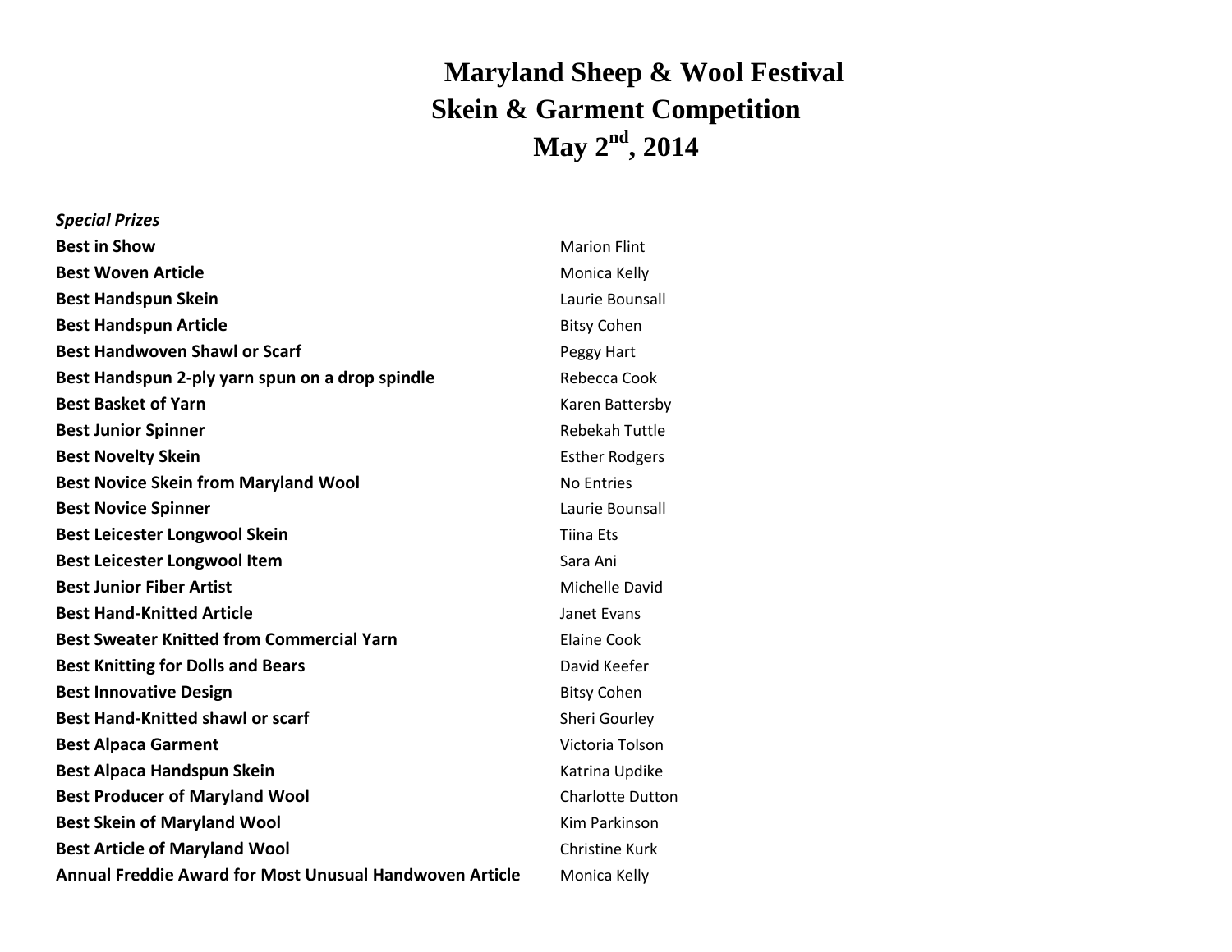# Maryland Sheep & Wool Festival
# Skein & Garment Competition
# May 2nd, 2014

***Special Prizes***

| | |
|---|---|
| **Best in Show** | Marion Flint |
| **Best Woven Article** | Monica Kelly |
| **Best Handspun Skein** | Laurie Bounsall |
| **Best Handspun Article** | Bitsy Cohen |
| **Best Handwoven Shawl or Scarf** | Peggy Hart |
| **Best Handspun 2-ply yarn spun on a drop spindle** | Rebecca Cook |
| **Best Basket of Yarn** | Karen Battersby |
| **Best Junior Spinner** | Rebekah Tuttle |
| **Best Novelty Skein** | Esther Rodgers |
| **Best Novice Skein from Maryland Wool** | No Entries |
| **Best Novice Spinner** | Laurie Bounsall |
| **Best Leicester Longwool Skein** | Tiina Ets |
| **Best Leicester Longwool Item** | Sara Ani |
| **Best Junior Fiber Artist** | Michelle David |
| **Best Hand-Knitted Article** | Janet Evans |
| **Best Sweater Knitted from Commercial Yarn** | Elaine Cook |
| **Best Knitting for Dolls and Bears** | David Keefer |
| **Best Innovative Design** | Bitsy Cohen |
| **Best Hand-Knitted shawl or scarf** | Sheri Gourley |
| **Best Alpaca Garment** | Victoria Tolson |
| **Best Alpaca Handspun Skein** | Katrina Updike |
| **Best Producer of Maryland Wool** | Charlotte Dutton |
| **Best Skein of Maryland Wool** | Kim Parkinson |
| **Best Article of Maryland Wool** | Christine Kurk |
| **Annual Freddie Award for Most Unusual Handwoven Article** | Monica Kelly |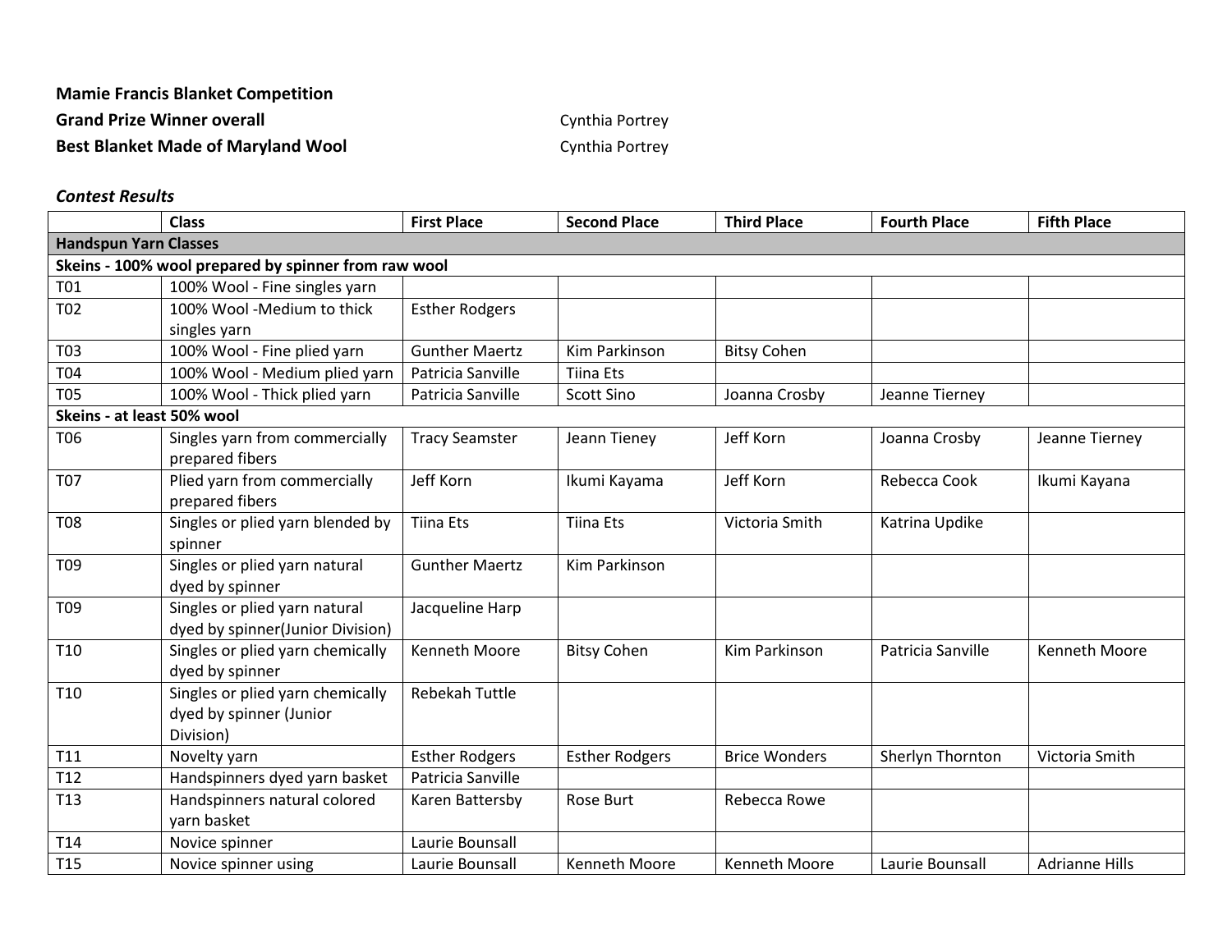**Mamie Francis Blanket Competition**

**Grand Prize Winner overall** Cynthia Portrey

**Best Blanket Made of Maryland Wool** Cynthia Portrey

***Contest Results***

| | Class | First Place | Second Place | Third Place | Fourth Place | Fifth Place |
|---|---|---|---|---|---|---|
| **Handspun Yarn Classes** | | | | | | |
| **Skeins - 100% wool prepared by spinner from raw wool** | | | | | | |
| T01 | 100% Wool - Fine singles yarn | | | | | |
| T02 | 100% Wool -Medium to thick singles yarn | Esther Rodgers | | | | |
| T03 | 100% Wool - Fine plied yarn | Gunther Maertz | Kim Parkinson | Bitsy Cohen | | |
| T04 | 100% Wool - Medium plied yarn | Patricia Sanville | Tiina Ets | | | |
| T05 | 100% Wool - Thick plied yarn | Patricia Sanville | Scott Sino | Joanna Crosby | Jeanne Tierney | |
| **Skeins - at least 50% wool** | | | | | | |
| T06 | Singles yarn from commercially prepared fibers | Tracy Seamster | Jeann Tieney | Jeff Korn | Joanna Crosby | Jeanne Tierney |
| T07 | Plied yarn from commercially prepared fibers | Jeff Korn | Ikumi Kayama | Jeff Korn | Rebecca Cook | Ikumi Kayana |
| T08 | Singles or plied yarn blended by spinner | Tiina Ets | Tiina Ets | Victoria Smith | Katrina Updike | |
| T09 | Singles or plied yarn natural dyed by spinner | Gunther Maertz | Kim Parkinson | | | |
| T09 | Singles or plied yarn natural dyed by spinner(Junior Division) | Jacqueline Harp | | | | |
| T10 | Singles or plied yarn chemically dyed by spinner | Kenneth Moore | Bitsy Cohen | Kim Parkinson | Patricia Sanville | Kenneth Moore |
| T10 | Singles or plied yarn chemically dyed by spinner (Junior Division) | Rebekah Tuttle | | | | |
| T11 | Novelty yarn | Esther Rodgers | Esther Rodgers | Brice Wonders | Sherlyn Thornton | Victoria Smith |
| T12 | Handspinners dyed yarn basket | Patricia Sanville | | | | |
| T13 | Handspinners natural colored yarn basket | Karen Battersby | Rose Burt | Rebecca Rowe | | |
| T14 | Novice spinner | Laurie Bounsall | | | | |
| T15 | Novice spinner using | Laurie Bounsall | Kenneth Moore | Kenneth Moore | Laurie Bounsall | Adrianne Hills |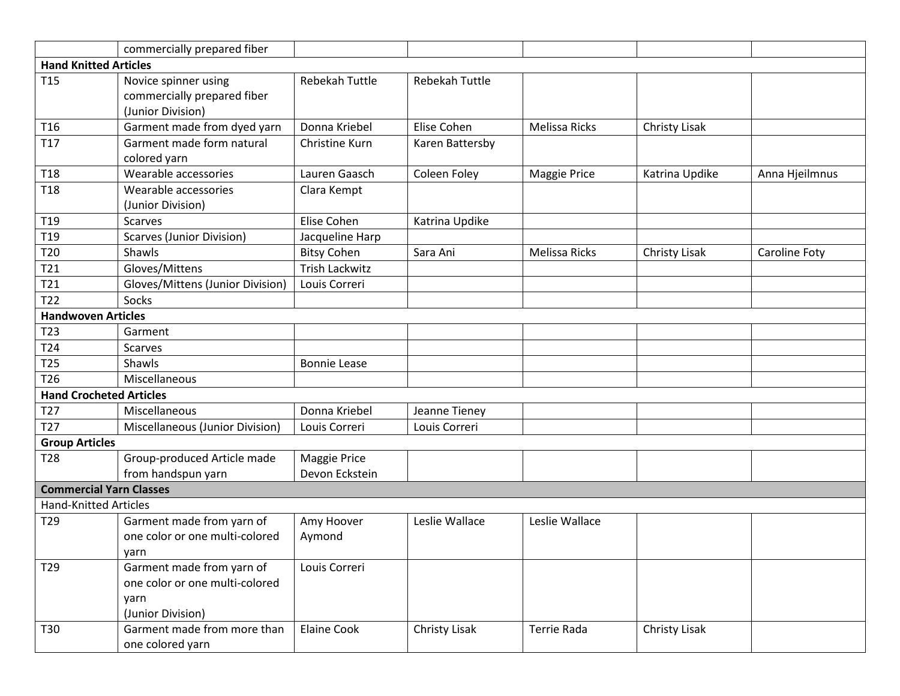| | commercially prepared fiber | | | | | |
|---|---|---|---|---|---|---|
| **Hand Knitted Articles** | | | | | | |
| T15 | Novice spinner using commercially prepared fiber (Junior Division) | Rebekah Tuttle | Rebekah Tuttle | | | |
| T16 | Garment made from dyed yarn | Donna Kriebel | Elise Cohen | Melissa Ricks | Christy Lisak | |
| T17 | Garment made form natural colored yarn | Christine Kurn | Karen Battersby | | | |
| T18 | Wearable accessories | Lauren Gaasch | Coleen Foley | Maggie Price | Katrina Updike | Anna Hjeilmnus |
| T18 | Wearable accessories (Junior Division) | Clara Kempt | | | | |
| T19 | Scarves | Elise Cohen | Katrina Updike | | | |
| T19 | Scarves (Junior Division) | Jacqueline Harp | | | | |
| T20 | Shawls | Bitsy Cohen | Sara Ani | Melissa Ricks | Christy Lisak | Caroline Foty |
| T21 | Gloves/Mittens | Trish Lackwitz | | | | |
| T21 | Gloves/Mittens (Junior Division) | Louis Correri | | | | |
| T22 | Socks | | | | | |
| **Handwoven Articles** | | | | | | |
| T23 | Garment | | | | | |
| T24 | Scarves | | | | | |
| T25 | Shawls | Bonnie Lease | | | | |
| T26 | Miscellaneous | | | | | |
| **Hand Crocheted Articles** | | | | | | |
| T27 | Miscellaneous | Donna Kriebel | Jeanne Tieney | | | |
| T27 | Miscellaneous (Junior Division) | Louis Correri | Louis Correri | | | |
| **Group Articles** | | | | | | |
| T28 | Group-produced Article made from handspun yarn | Maggie Price Devon Eckstein | | | | |
| **Commercial Yarn Classes** | | | | | | |
| Hand-Knitted Articles | | | | | | |
| T29 | Garment made from yarn of one color or one multi-colored yarn | Amy Hoover Aymond | Leslie Wallace | Leslie Wallace | | |
| T29 | Garment made from yarn of one color or one multi-colored yarn (Junior Division) | Louis Correri | | | | |
| T30 | Garment made from more than one colored yarn | Elaine Cook | Christy Lisak | Terrie Rada | Christy Lisak | |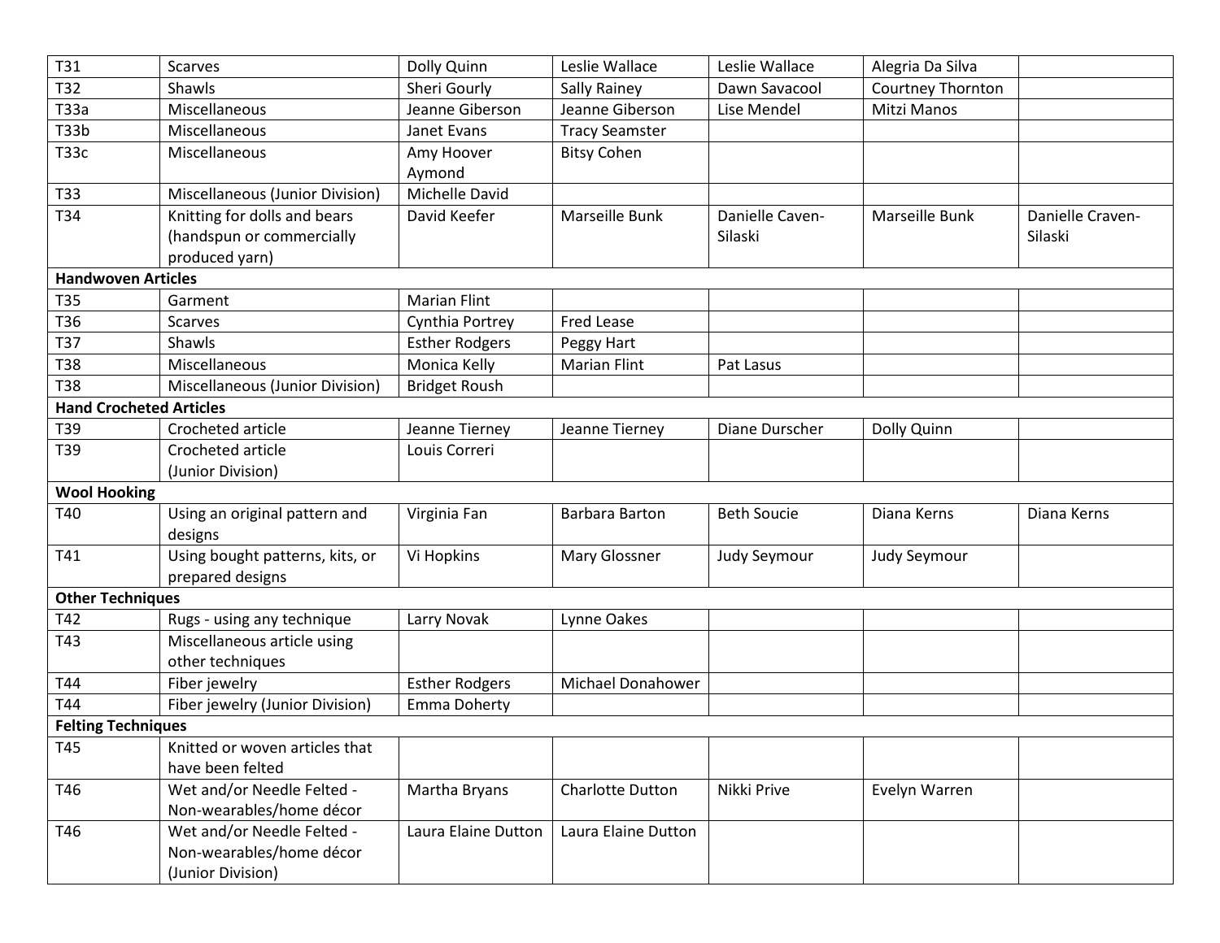| | | | | | | |
|---|---|---|---|---|---|---|
| T31 | Scarves | Dolly Quinn | Leslie Wallace | Leslie Wallace | Alegria Da Silva | |
| T32 | Shawls | Sheri Gourly | Sally Rainey | Dawn Savacool | Courtney Thornton | |
| T33a | Miscellaneous | Jeanne Giberson | Jeanne Giberson | Lise Mendel | Mitzi Manos | |
| T33b | Miscellaneous | Janet Evans | Tracy Seamster | | | |
| T33c | Miscellaneous | Amy Hoover Aymond | Bitsy Cohen | | | |
| T33 | Miscellaneous (Junior Division) | Michelle David | | | | |
| T34 | Knitting for dolls and bears (handspun or commercially produced yarn) | David Keefer | Marseille Bunk | Danielle Caven-Silaski | Marseille Bunk | Danielle Craven-Silaski |
| **Handwoven Articles** | | | | | | |
| T35 | Garment | Marian Flint | | | | |
| T36 | Scarves | Cynthia Portrey | Fred Lease | | | |
| T37 | Shawls | Esther Rodgers | Peggy Hart | | | |
| T38 | Miscellaneous | Monica Kelly | Marian Flint | Pat Lasus | | |
| T38 | Miscellaneous (Junior Division) | Bridget Roush | | | | |
| **Hand Crocheted Articles** | | | | | | |
| T39 | Crocheted article | Jeanne Tierney | Jeanne Tierney | Diane Durscher | Dolly Quinn | |
| T39 | Crocheted article (Junior Division) | Louis Correri | | | | |
| **Wool Hooking** | | | | | | |
| T40 | Using an original pattern and designs | Virginia Fan | Barbara Barton | Beth Soucie | Diana Kerns | Diana Kerns |
| T41 | Using bought patterns, kits, or prepared designs | Vi Hopkins | Mary Glossner | Judy Seymour | Judy Seymour | |
| **Other Techniques** | | | | | | |
| T42 | Rugs - using any technique | Larry Novak | Lynne Oakes | | | |
| T43 | Miscellaneous article using other techniques | | | | | |
| T44 | Fiber jewelry | Esther Rodgers | Michael Donahower | | | |
| T44 | Fiber jewelry (Junior Division) | Emma Doherty | | | | |
| **Felting Techniques** | | | | | | |
| T45 | Knitted or woven articles that have been felted | | | | | |
| T46 | Wet and/or Needle Felted - Non-wearables/home décor | Martha Bryans | Charlotte Dutton | Nikki Prive | Evelyn Warren | |
| T46 | Wet and/or Needle Felted - Non-wearables/home décor (Junior Division) | Laura Elaine Dutton | Laura Elaine Dutton | | | |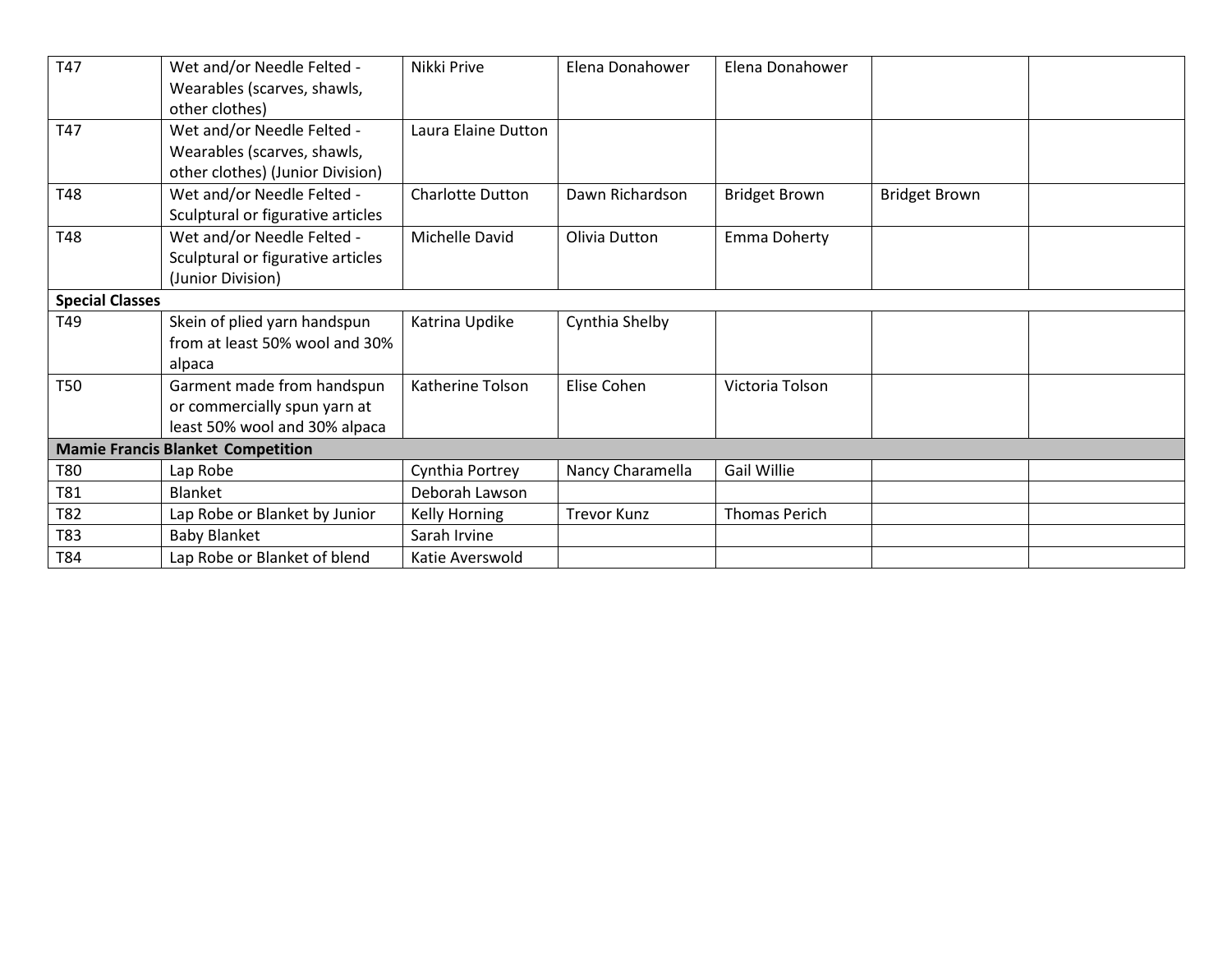| | | | | | | |
|---|---|---|---|---|---|---|
| T47 | Wet and/or Needle Felted - Wearables (scarves, shawls, other clothes) | Nikki Prive | Elena Donahower | Elena Donahower | | |
| T47 | Wet and/or Needle Felted - Wearables (scarves, shawls, other clothes) (Junior Division) | Laura Elaine Dutton | | | | |
| T48 | Wet and/or Needle Felted - Sculptural or figurative articles | Charlotte Dutton | Dawn Richardson | Bridget Brown | Bridget Brown | |
| T48 | Wet and/or Needle Felted - Sculptural or figurative articles (Junior Division) | Michelle David | Olivia Dutton | Emma Doherty | | |
| **Special Classes** | | | | | | |
| T49 | Skein of plied yarn handspun from at least 50% wool and 30% alpaca | Katrina Updike | Cynthia Shelby | | | |
| T50 | Garment made from handspun or commercially spun yarn at least 50% wool and 30% alpaca | Katherine Tolson | Elise Cohen | Victoria Tolson | | |
| **Mamie Francis Blanket Competition** | | | | | | |
| T80 | Lap Robe | Cynthia Portrey | Nancy Charamella | Gail Willie | | |
| T81 | Blanket | Deborah Lawson | | | | |
| T82 | Lap Robe or Blanket by Junior | Kelly Horning | Trevor Kunz | Thomas Perich | | |
| T83 | Baby Blanket | Sarah Irvine | | | | |
| T84 | Lap Robe or Blanket of blend | Katie Averswold | | | | |